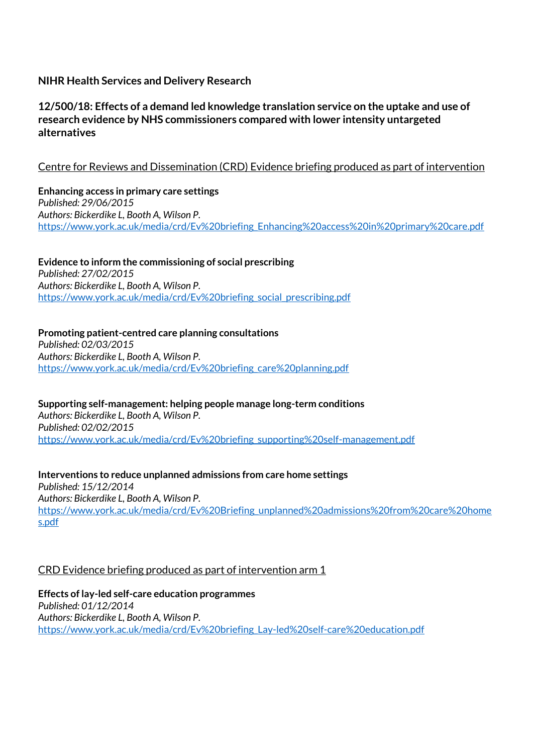**NIHR Health Services and Delivery Research**

**12/500/18: Effects of a demand led knowledge translation service on the uptake and use of research evidence by NHS commissioners compared with lower intensity untargeted alternatives**

Centre for Reviews and Dissemination (CRD) Evidence briefing produced as part of intervention

**Enhancing access in primary care settings**
*Published: 29/06/2015*
*Authors: Bickerdike L, Booth A, Wilson P.*
https://www.york.ac.uk/media/crd/Ev%20briefing_Enhancing%20access%20in%20primary%20care.pdf

**Evidence to inform the commissioning of social prescribing**
*Published: 27/02/2015*
*Authors: Bickerdike L, Booth A, Wilson P.*
https://www.york.ac.uk/media/crd/Ev%20briefing_social_prescribing.pdf

**Promoting patient-centred care planning consultations**
*Published: 02/03/2015*
*Authors: Bickerdike L, Booth A, Wilson P.*
https://www.york.ac.uk/media/crd/Ev%20briefing_care%20planning.pdf

**Supporting self-management: helping people manage long-term conditions**
*Authors: Bickerdike L, Booth A, Wilson P.*
*Published: 02/02/2015*
https://www.york.ac.uk/media/crd/Ev%20briefing_supporting%20self-management.pdf

**Interventions to reduce unplanned admissions from care home settings**
*Published: 15/12/2014*
*Authors: Bickerdike L, Booth A, Wilson P.*
https://www.york.ac.uk/media/crd/Ev%20Briefing_unplanned%20admissions%20from%20care%20homes.pdf

CRD Evidence briefing produced as part of intervention arm 1

**Effects of lay-led self-care education programmes**
*Published: 01/12/2014*
*Authors: Bickerdike L, Booth A, Wilson P.*
https://www.york.ac.uk/media/crd/Ev%20briefing_Lay-led%20self-care%20education.pdf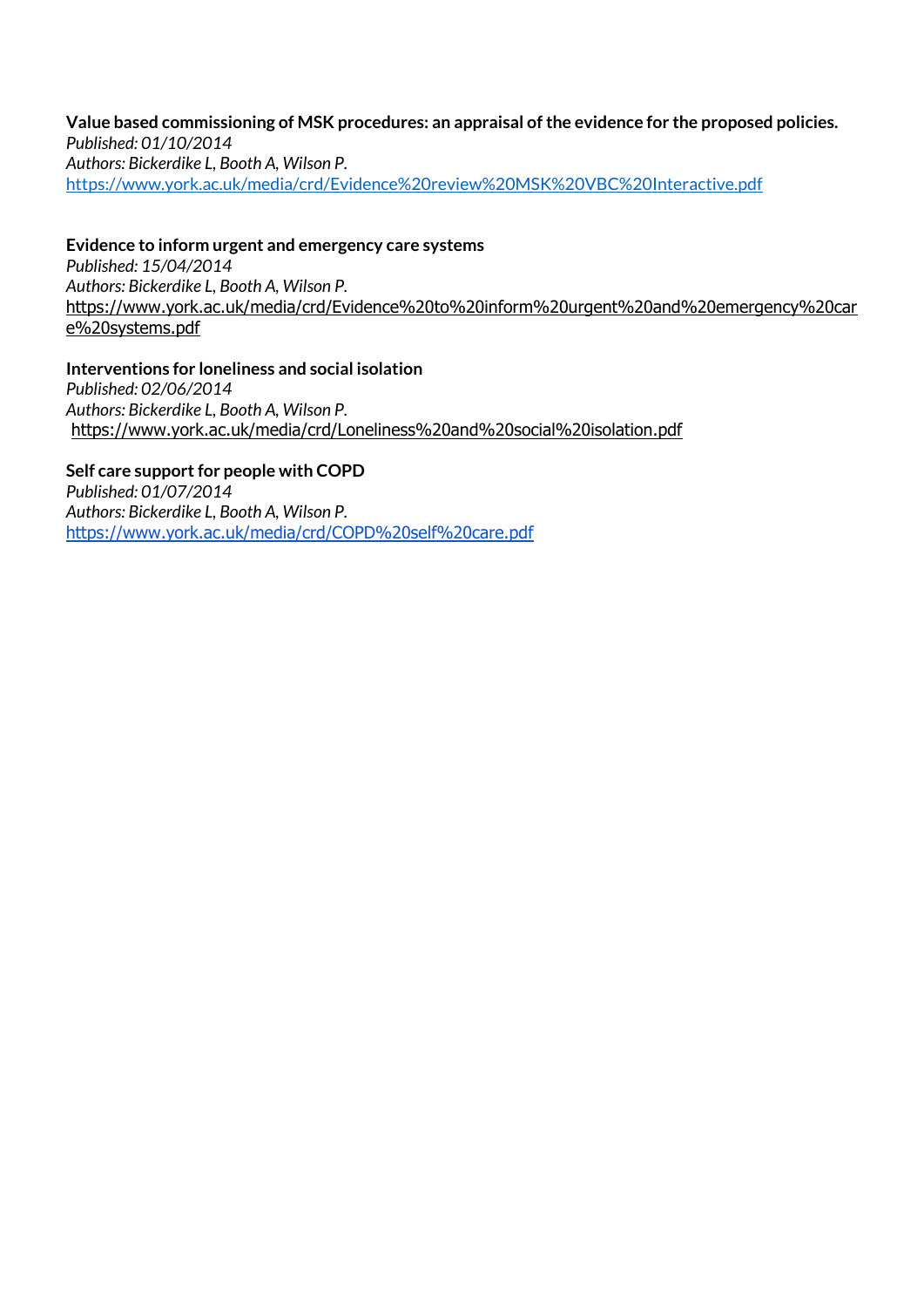**Value based commissioning of MSK procedures: an appraisal of the evidence for the proposed policies.**
*Published: 01/10/2014*
*Authors: Bickerdike L, Booth A, Wilson P.*
https://www.york.ac.uk/media/crd/Evidence%20review%20MSK%20VBC%20Interactive.pdf

**Evidence to inform urgent and emergency care systems**
*Published: 15/04/2014*
*Authors: Bickerdike L, Booth A, Wilson P.*
https://www.york.ac.uk/media/crd/Evidence%20to%20inform%20urgent%20and%20emergency%20care%20systems.pdf

**Interventions for loneliness and social isolation**
*Published: 02/06/2014*
*Authors: Bickerdike L, Booth A, Wilson P.*
https://www.york.ac.uk/media/crd/Loneliness%20and%20social%20isolation.pdf

**Self care support for people with COPD**
*Published: 01/07/2014*
*Authors: Bickerdike L, Booth A, Wilson P.*
https://www.york.ac.uk/media/crd/COPD%20self%20care.pdf